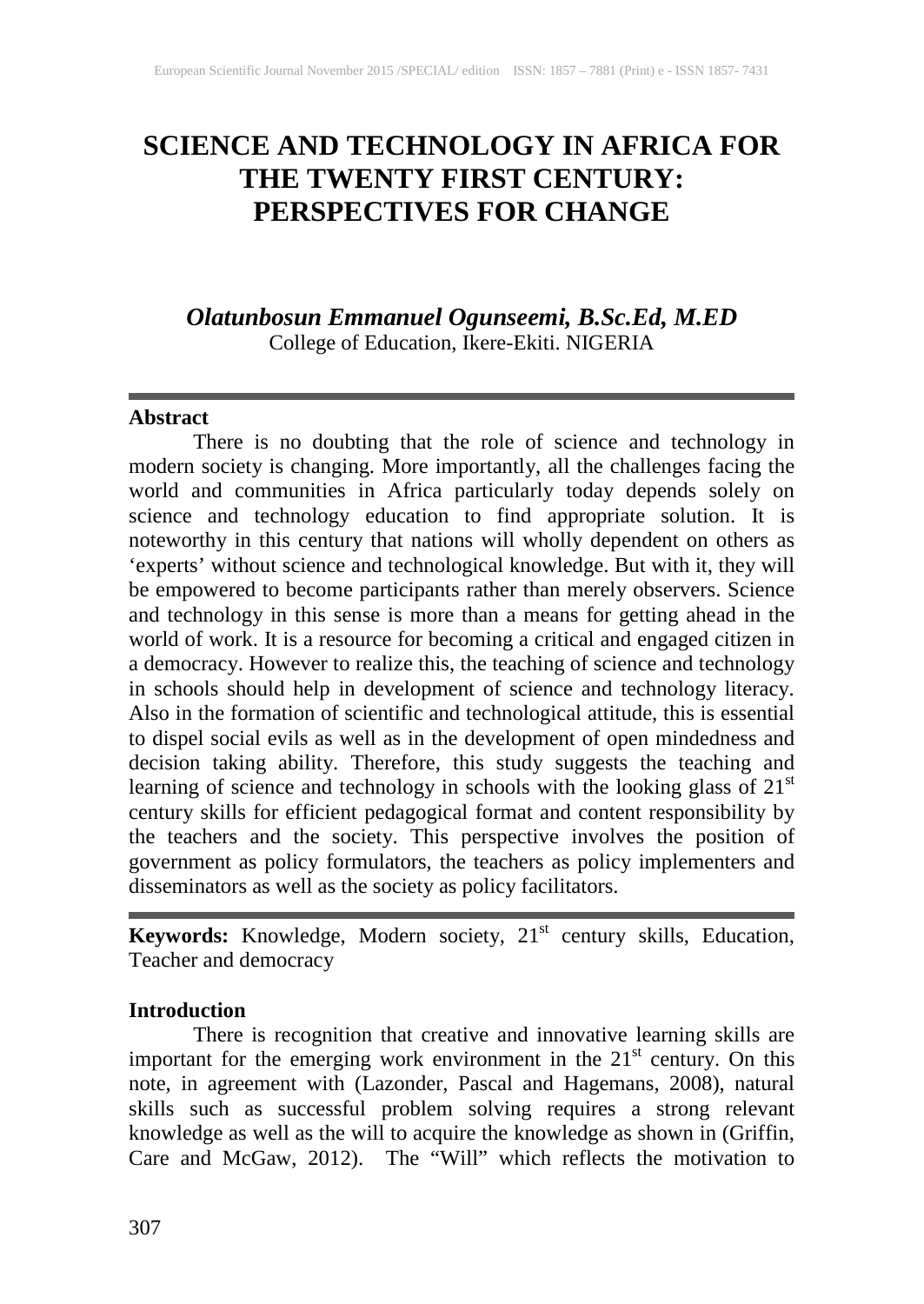# SCIENCE AND TECHNOLOGY IN AFRICA FOR THE TWENTY FIRST CENTURY: PERSPECTIVES FOR CHANGE

***Olatunbosun Emmanuel Ogunseemi, B.Sc.Ed, M.ED***
College of Education, Ikere-Ekiti. NIGERIA

---

**Abstract**

There is no doubting that the role of science and technology in modern society is changing. More importantly, all the challenges facing the world and communities in Africa particularly today depends solely on science and technology education to find appropriate solution. It is noteworthy in this century that nations will wholly dependent on others as 'experts' without science and technological knowledge. But with it, they will be empowered to become participants rather than merely observers. Science and technology in this sense is more than a means for getting ahead in the world of work. It is a resource for becoming a critical and engaged citizen in a democracy. However to realize this, the teaching of science and technology in schools should help in development of science and technology literacy. Also in the formation of scientific and technological attitude, this is essential to dispel social evils as well as in the development of open mindedness and decision taking ability. Therefore, this study suggests the teaching and learning of science and technology in schools with the looking glass of 21$^{st}$ century skills for efficient pedagogical format and content responsibility by the teachers and the society. This perspective involves the position of government as policy formulators, the teachers as policy implementers and disseminators as well as the society as policy facilitators.

---

**Keywords:** Knowledge, Modern society, 21$^{st}$ century skills, Education, Teacher and democracy

**Introduction**

There is recognition that creative and innovative learning skills are important for the emerging work environment in the 21$^{st}$ century. On this note, in agreement with (Lazonder, Pascal and Hagemans, 2008), natural skills such as successful problem solving requires a strong relevant knowledge as well as the will to acquire the knowledge as shown in (Griffin, Care and McGaw, 2012). The "Will" which reflects the motivation to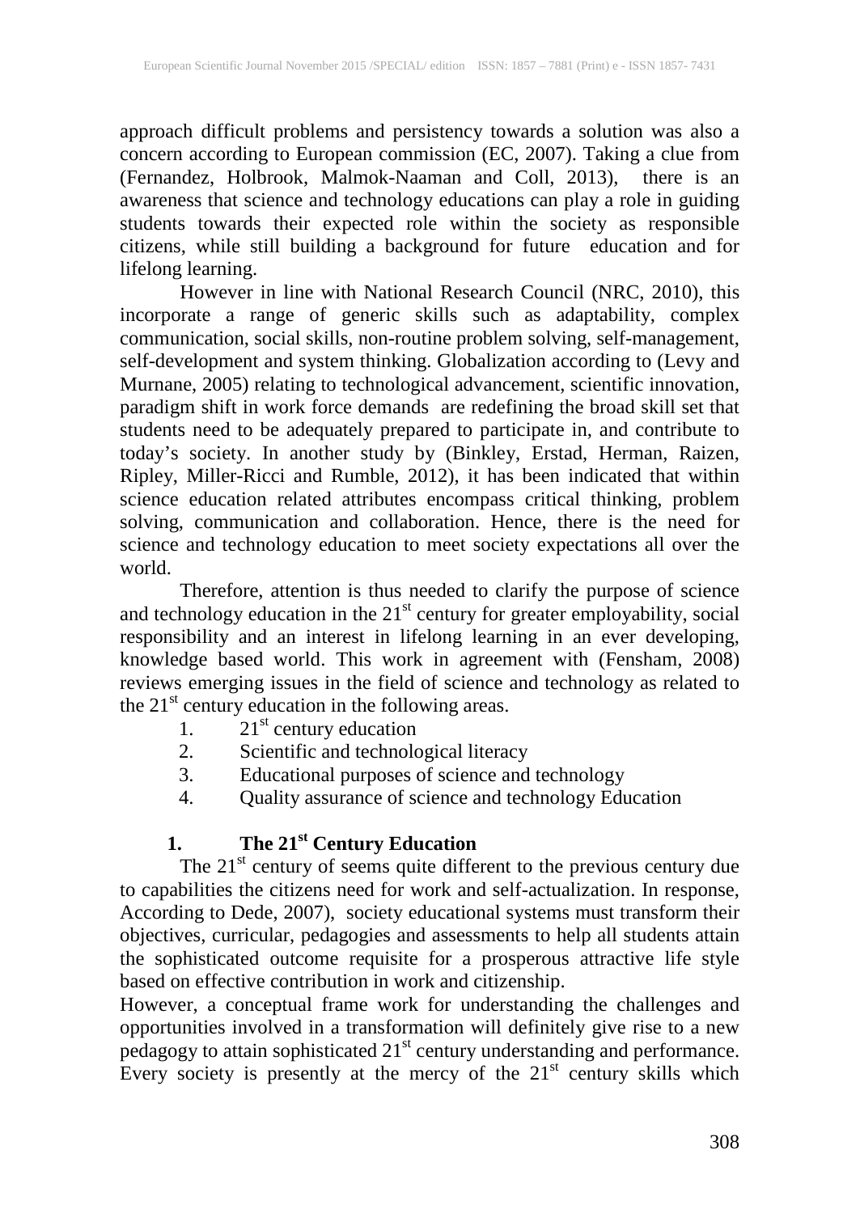approach difficult problems and persistency towards a solution was also a concern according to European commission (EC, 2007). Taking a clue from (Fernandez, Holbrook, Malmok-Naaman and Coll, 2013), there is an awareness that science and technology educations can play a role in guiding students towards their expected role within the society as responsible citizens, while still building a background for future education and for lifelong learning.

However in line with National Research Council (NRC, 2010), this incorporate a range of generic skills such as adaptability, complex communication, social skills, non-routine problem solving, self-management, self-development and system thinking. Globalization according to (Levy and Murnane, 2005) relating to technological advancement, scientific innovation, paradigm shift in work force demands are redefining the broad skill set that students need to be adequately prepared to participate in, and contribute to today's society. In another study by (Binkley, Erstad, Herman, Raizen, Ripley, Miller-Ricci and Rumble, 2012), it has been indicated that within science education related attributes encompass critical thinking, problem solving, communication and collaboration. Hence, there is the need for science and technology education to meet society expectations all over the world.

Therefore, attention is thus needed to clarify the purpose of science and technology education in the 21st century for greater employability, social responsibility and an interest in lifelong learning in an ever developing, knowledge based world. This work in agreement with (Fensham, 2008) reviews emerging issues in the field of science and technology as related to the 21st century education in the following areas.

1. 21st century education
2. Scientific and technological literacy
3. Educational purposes of science and technology
4. Quality assurance of science and technology Education

## 1. The 21st Century Education

The 21st century of seems quite different to the previous century due to capabilities the citizens need for work and self-actualization. In response, According to Dede, 2007), society educational systems must transform their objectives, curricular, pedagogies and assessments to help all students attain the sophisticated outcome requisite for a prosperous attractive life style based on effective contribution in work and citizenship.

However, a conceptual frame work for understanding the challenges and opportunities involved in a transformation will definitely give rise to a new pedagogy to attain sophisticated 21st century understanding and performance. Every society is presently at the mercy of the 21st century skills which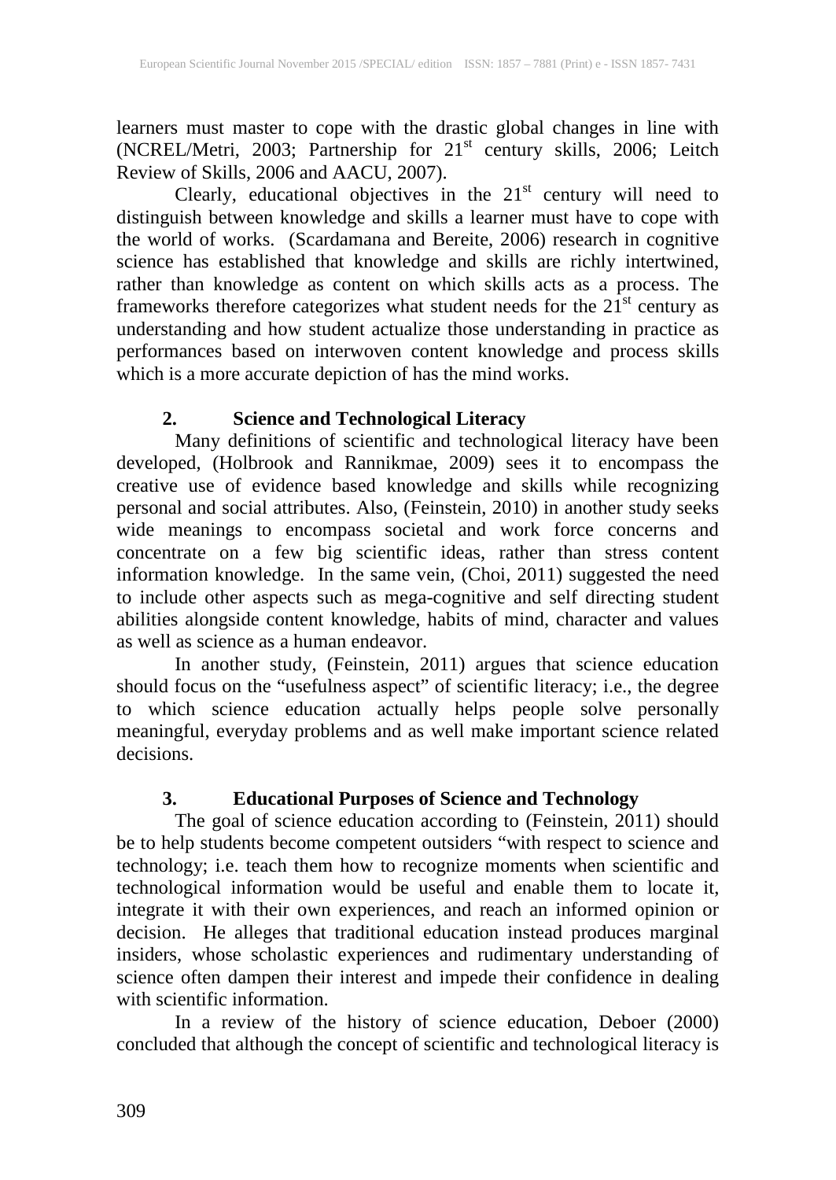learners must master to cope with the drastic global changes in line with (NCREL/Metri, 2003; Partnership for 21st century skills, 2006; Leitch Review of Skills, 2006 and AACU, 2007).

Clearly, educational objectives in the 21st century will need to distinguish between knowledge and skills a learner must have to cope with the world of works. (Scardamana and Bereite, 2006) research in cognitive science has established that knowledge and skills are richly intertwined, rather than knowledge as content on which skills acts as a process. The frameworks therefore categorizes what student needs for the 21st century as understanding and how student actualize those understanding in practice as performances based on interwoven content knowledge and process skills which is a more accurate depiction of has the mind works.

## 2. Science and Technological Literacy

Many definitions of scientific and technological literacy have been developed, (Holbrook and Rannikmae, 2009) sees it to encompass the creative use of evidence based knowledge and skills while recognizing personal and social attributes. Also, (Feinstein, 2010) in another study seeks wide meanings to encompass societal and work force concerns and concentrate on a few big scientific ideas, rather than stress content information knowledge. In the same vein, (Choi, 2011) suggested the need to include other aspects such as mega-cognitive and self directing student abilities alongside content knowledge, habits of mind, character and values as well as science as a human endeavor.

In another study, (Feinstein, 2011) argues that science education should focus on the "usefulness aspect" of scientific literacy; i.e., the degree to which science education actually helps people solve personally meaningful, everyday problems and as well make important science related decisions.

## 3. Educational Purposes of Science and Technology

The goal of science education according to (Feinstein, 2011) should be to help students become competent outsiders "with respect to science and technology; i.e. teach them how to recognize moments when scientific and technological information would be useful and enable them to locate it, integrate it with their own experiences, and reach an informed opinion or decision. He alleges that traditional education instead produces marginal insiders, whose scholastic experiences and rudimentary understanding of science often dampen their interest and impede their confidence in dealing with scientific information.

In a review of the history of science education, Deboer (2000) concluded that although the concept of scientific and technological literacy is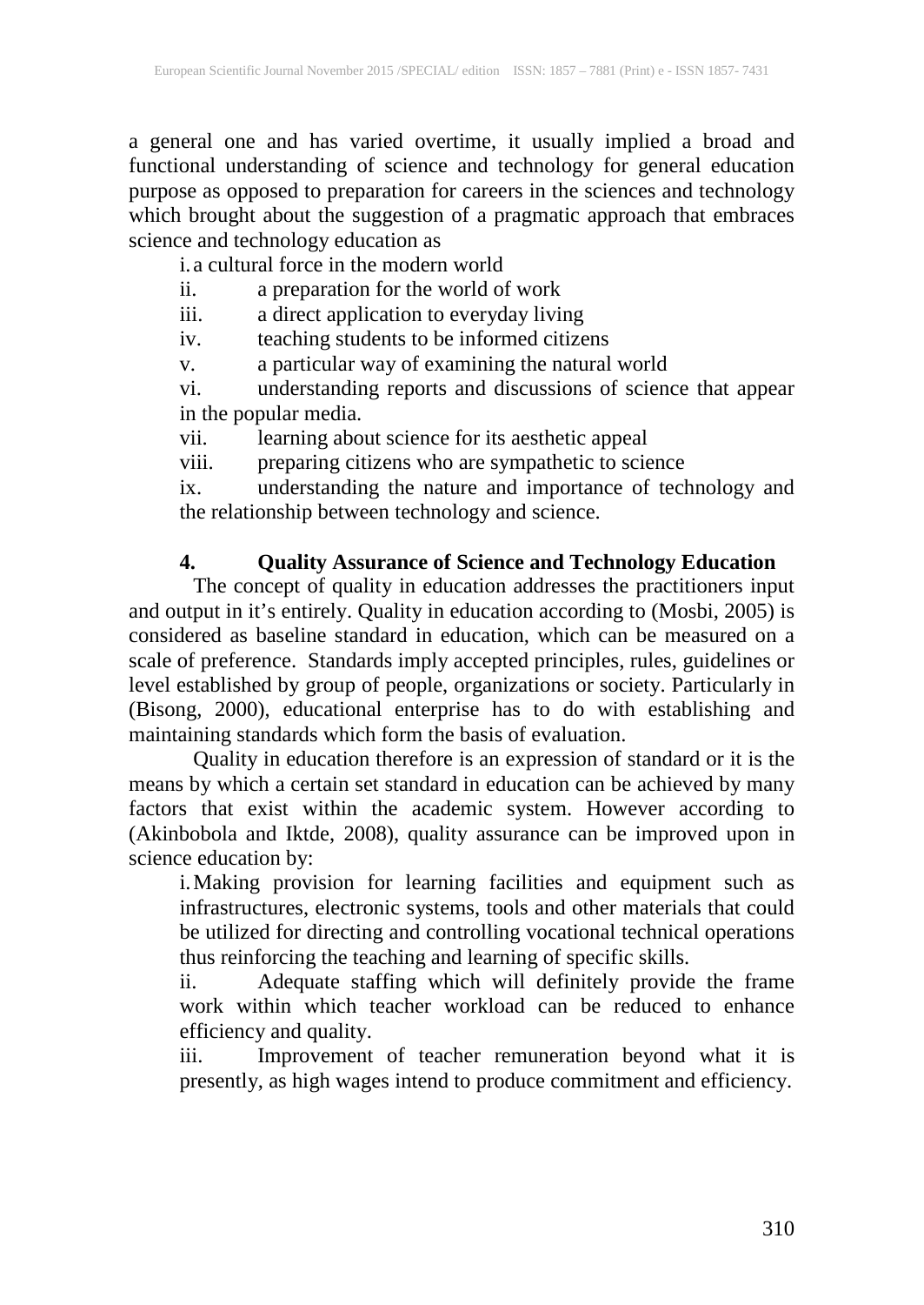a general one and has varied overtime, it usually implied a broad and functional understanding of science and technology for general education purpose as opposed to preparation for careers in the sciences and technology which brought about the suggestion of a pragmatic approach that embraces science and technology education as

i. a cultural force in the modern world
ii. a preparation for the world of work
iii. a direct application to everyday living
iv. teaching students to be informed citizens
v. a particular way of examining the natural world
vi. understanding reports and discussions of science that appear in the popular media.
vii. learning about science for its aesthetic appeal
viii. preparing citizens who are sympathetic to science
ix. understanding the nature and importance of technology and the relationship between technology and science.

## 4. Quality Assurance of Science and Technology Education

The concept of quality in education addresses the practitioners input and output in it's entirely. Quality in education according to (Mosbi, 2005) is considered as baseline standard in education, which can be measured on a scale of preference. Standards imply accepted principles, rules, guidelines or level established by group of people, organizations or society. Particularly in (Bisong, 2000), educational enterprise has to do with establishing and maintaining standards which form the basis of evaluation.

Quality in education therefore is an expression of standard or it is the means by which a certain set standard in education can be achieved by many factors that exist within the academic system. However according to (Akinbobola and Iktde, 2008), quality assurance can be improved upon in science education by:

i. Making provision for learning facilities and equipment such as infrastructures, electronic systems, tools and other materials that could be utilized for directing and controlling vocational technical operations thus reinforcing the teaching and learning of specific skills.
ii. Adequate staffing which will definitely provide the frame work within which teacher workload can be reduced to enhance efficiency and quality.
iii. Improvement of teacher remuneration beyond what it is presently, as high wages intend to produce commitment and efficiency.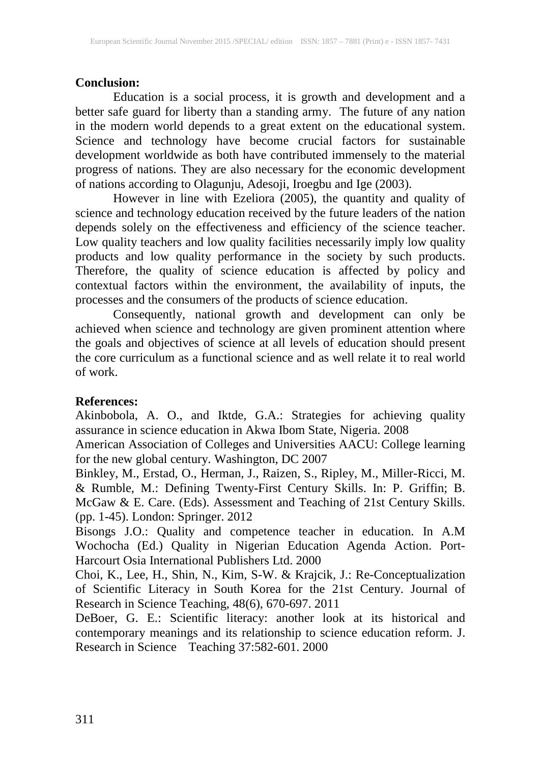**Conclusion:**

Education is a social process, it is growth and development and a better safe guard for liberty than a standing army. The future of any nation in the modern world depends to a great extent on the educational system. Science and technology have become crucial factors for sustainable development worldwide as both have contributed immensely to the material progress of nations. They are also necessary for the economic development of nations according to Olagunju, Adesoji, Iroegbu and Ige (2003).

However in line with Ezeliora (2005), the quantity and quality of science and technology education received by the future leaders of the nation depends solely on the effectiveness and efficiency of the science teacher. Low quality teachers and low quality facilities necessarily imply low quality products and low quality performance in the society by such products. Therefore, the quality of science education is affected by policy and contextual factors within the environment, the availability of inputs, the processes and the consumers of the products of science education.

Consequently, national growth and development can only be achieved when science and technology are given prominent attention where the goals and objectives of science at all levels of education should present the core curriculum as a functional science and as well relate it to real world of work.

**References:**

Akinbobola, A. O., and Iktde, G.A.: Strategies for achieving quality assurance in science education in Akwa Ibom State, Nigeria. 2008

American Association of Colleges and Universities AACU: College learning for the new global century. Washington, DC 2007

Binkley, M., Erstad, O., Herman, J., Raizen, S., Ripley, M., Miller-Ricci, M. & Rumble, M.: Defining Twenty-First Century Skills. In: P. Griffin; B. McGaw & E. Care. (Eds). Assessment and Teaching of 21st Century Skills. (pp. 1-45). London: Springer. 2012

Bisongs J.O.: Quality and competence teacher in education. In A.M Wochocha (Ed.) Quality in Nigerian Education Agenda Action. Port-Harcourt Osia International Publishers Ltd. 2000

Choi, K., Lee, H., Shin, N., Kim, S-W. & Krajcik, J.: Re-Conceptualization of Scientific Literacy in South Korea for the 21st Century. Journal of Research in Science Teaching, 48(6), 670-697. 2011

DeBoer, G. E.: Scientific literacy: another look at its historical and contemporary meanings and its relationship to science education reform. J. Research in Science Teaching 37:582-601. 2000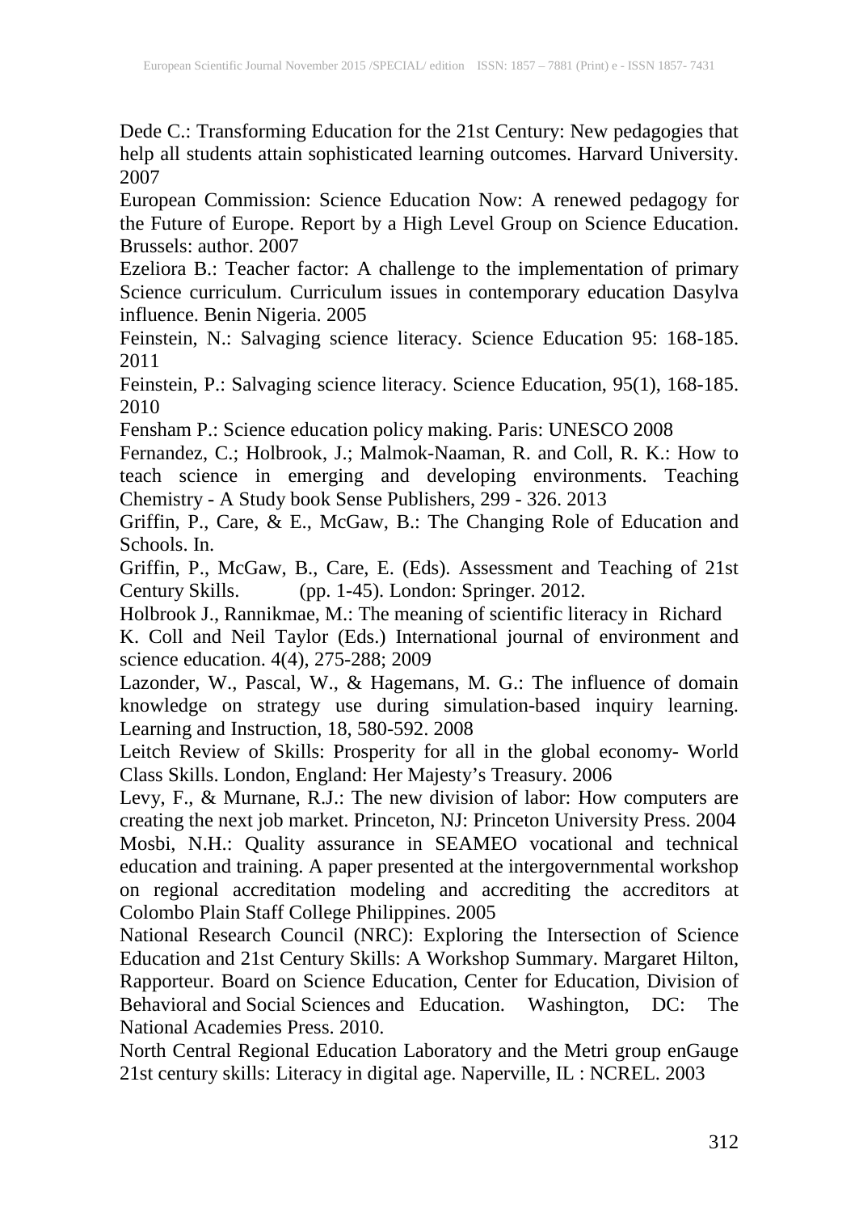Dede C.: Transforming Education for the 21st Century: New pedagogies that help all students attain sophisticated learning outcomes. Harvard University. 2007

European Commission: Science Education Now: A renewed pedagogy for the Future of Europe. Report by a High Level Group on Science Education. Brussels: author. 2007

Ezeliora B.: Teacher factor: A challenge to the implementation of primary Science curriculum. Curriculum issues in contemporary education Dasylva influence. Benin Nigeria. 2005

Feinstein, N.: Salvaging science literacy. Science Education 95: 168-185. 2011

Feinstein, P.: Salvaging science literacy. Science Education, 95(1), 168-185. 2010

Fensham P.: Science education policy making. Paris: UNESCO 2008

Fernandez, C.; Holbrook, J.; Malmok-Naaman, R. and Coll, R. K.: How to teach science in emerging and developing environments. Teaching Chemistry - A Study book Sense Publishers, 299 - 326. 2013

Griffin, P., Care, & E., McGaw, B.: The Changing Role of Education and Schools. In.

Griffin, P., McGaw, B., Care, E. (Eds). Assessment and Teaching of 21st Century Skills. (pp. 1-45). London: Springer. 2012.

Holbrook J., Rannikmae, M.: The meaning of scientific literacy in Richard K. Coll and Neil Taylor (Eds.) International journal of environment and science education. 4(4), 275-288; 2009

Lazonder, W., Pascal, W., & Hagemans, M. G.: The influence of domain knowledge on strategy use during simulation-based inquiry learning. Learning and Instruction, 18, 580-592. 2008

Leitch Review of Skills: Prosperity for all in the global economy- World Class Skills. London, England: Her Majesty's Treasury. 2006

Levy, F., & Murnane, R.J.: The new division of labor: How computers are creating the next job market. Princeton, NJ: Princeton University Press. 2004

Mosbi, N.H.: Quality assurance in SEAMEO vocational and technical education and training. A paper presented at the intergovernmental workshop on regional accreditation modeling and accrediting the accreditors at Colombo Plain Staff College Philippines. 2005

National Research Council (NRC): Exploring the Intersection of Science Education and 21st Century Skills: A Workshop Summary. Margaret Hilton, Rapporteur. Board on Science Education, Center for Education, Division of Behavioral and Social Sciences and Education. Washington, DC: The National Academies Press. 2010.

North Central Regional Education Laboratory and the Metri group enGauge 21st century skills: Literacy in digital age. Naperville, IL : NCREL. 2003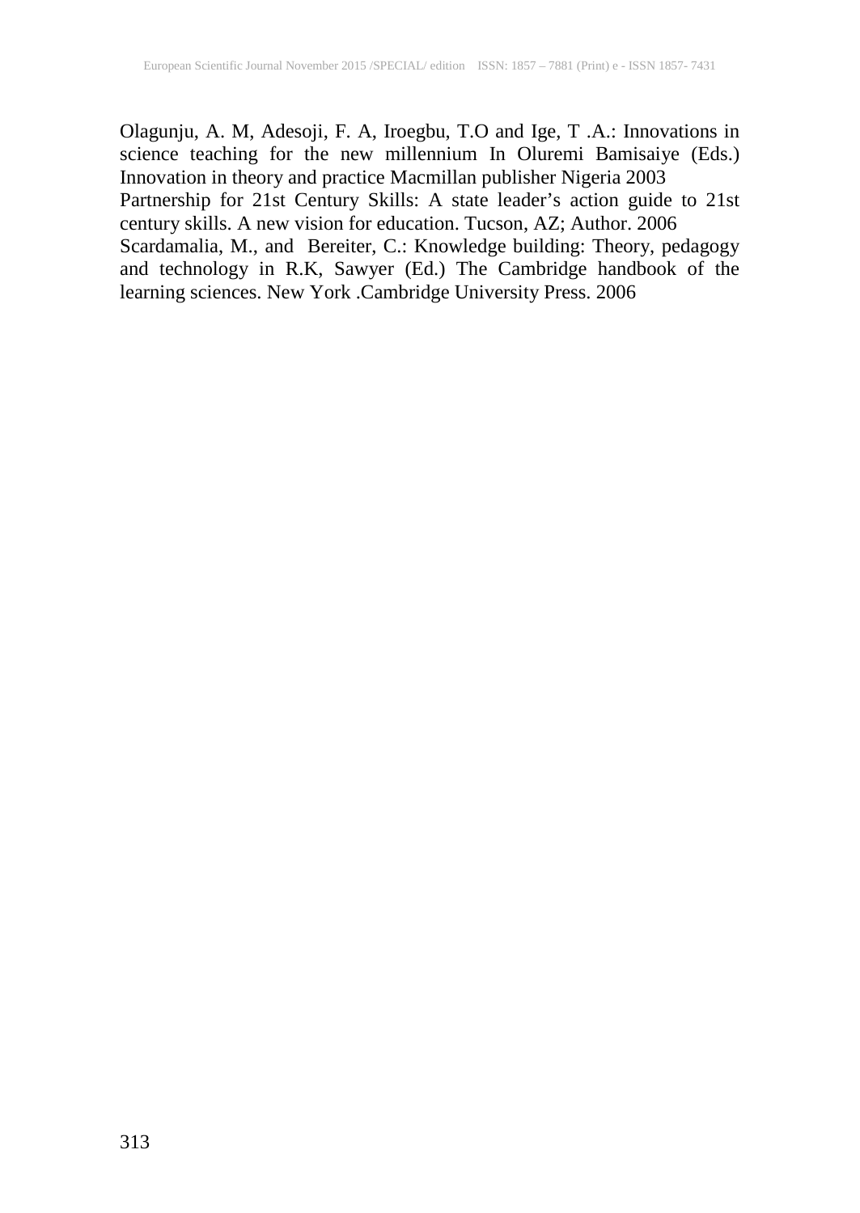Olagunju, A. M, Adesoji, F. A, Iroegbu, T.O and Ige, T .A.: Innovations in science teaching for the new millennium In Oluremi Bamisaiye (Eds.) Innovation in theory and practice Macmillan publisher Nigeria 2003

Partnership for 21st Century Skills: A state leader's action guide to 21st century skills. A new vision for education. Tucson, AZ; Author. 2006

Scardamalia, M., and Bereiter, C.: Knowledge building: Theory, pedagogy and technology in R.K, Sawyer (Ed.) The Cambridge handbook of the learning sciences. New York .Cambridge University Press. 2006